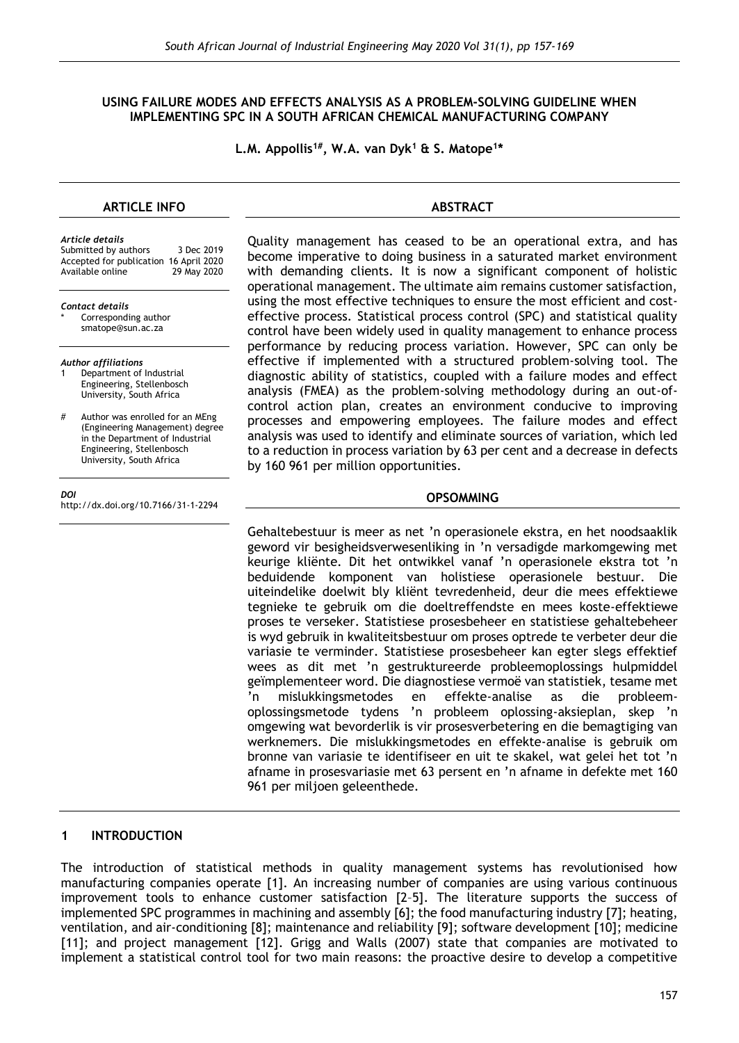# USING FAILURE MODES AND EFFECTS ANALYSIS AS A PROBLEM-SOLVING GUIDELINE WHEN IMPLEMENTING SPC IN A SOUTH AFRICAN CHEMICAL MANUFACTURING COMPANY

**L.M. Appollis[1#], W.A. van Dyk[1] & S. Matope[1*]**

## ARTICLE INFO

***Article details***
Submitted by authors 3 Dec 2019
Accepted for publication 16 April 2020
Available online 29 May 2020

***Contact details***
\* Corresponding author
smatope@sun.ac.za

***Author affiliations***
1 Department of Industrial Engineering, Stellenbosch University, South Africa

\# Author was enrolled for an MEng (Engineering Management) degree in the Department of Industrial Engineering, Stellenbosch University, South Africa

***DOI***
http://dx.doi.org/10.7166/31-1-2294

## ABSTRACT

Quality management has ceased to be an operational extra, and has become imperative to doing business in a saturated market environment with demanding clients. It is now a significant component of holistic operational management. The ultimate aim remains customer satisfaction, using the most effective techniques to ensure the most efficient and cost-effective process. Statistical process control (SPC) and statistical quality control have been widely used in quality management to enhance process performance by reducing process variation. However, SPC can only be effective if implemented with a structured problem-solving tool. The diagnostic ability of statistics, coupled with a failure modes and effect analysis (FMEA) as the problem-solving methodology during an out-of-control action plan, creates an environment conducive to improving processes and empowering employees. The failure modes and effect analysis was used to identify and eliminate sources of variation, which led to a reduction in process variation by 63 per cent and a decrease in defects by 160 961 per million opportunities.

## OPSOMMING

Gehaltebestuur is meer as net ’n operasionele ekstra, en het noodsaaklik geword vir besigheidsverwesenliking in ’n versadigde markomgewing met keurige kliënte. Dit het ontwikkel vanaf ’n operasionele ekstra tot ’n beduidende komponent van holistiese operasionele bestuur. Die uiteindelike doelwit bly kliënt tevredenheid, deur die mees effektiewe tegnieke te gebruik om die doeltreffendste en mees koste-effektiewe proses te verseker. Statistiese prosesbeheer en statistiese gehaltebeheer is wyd gebruik in kwaliteitsbestuur om proses optrede te verbeter deur die variasie te verminder. Statistiese prosesbeheer kan egter slegs effektief wees as dit met ’n gestruktureerde probleemoplossings hulpmiddel geïmplementeer word. Die diagnostiese vermoë van statistiek, tesame met ’n mislukkingsmetodes en effekte-analise as die probleem-oplossingsmetode tydens ’n probleem oplossing-aksieplan, skep ’n omgewing wat bevorderlik is vir prosesverbetering en die bemagtiging van werknemers. Die mislukkingsmetodes en effekte-analise is gebruik om bronne van variasie te identifiseer en uit te skakel, wat gelei het tot ’n afname in prosesvariasie met 63 persent en ’n afname in defekte met 160 961 per miljoen geleenthede.

## 1 INTRODUCTION

The introduction of statistical methods in quality management systems has revolutionised how manufacturing companies operate [1]. An increasing number of companies are using various continuous improvement tools to enhance customer satisfaction [2–5]. The literature supports the success of implemented SPC programmes in machining and assembly [6]; the food manufacturing industry [7]; heating, ventilation, and air-conditioning [8]; maintenance and reliability [9]; software development [10]; medicine [11]; and project management [12]. Grigg and Walls (2007) state that companies are motivated to implement a statistical control tool for two main reasons: the proactive desire to develop a competitive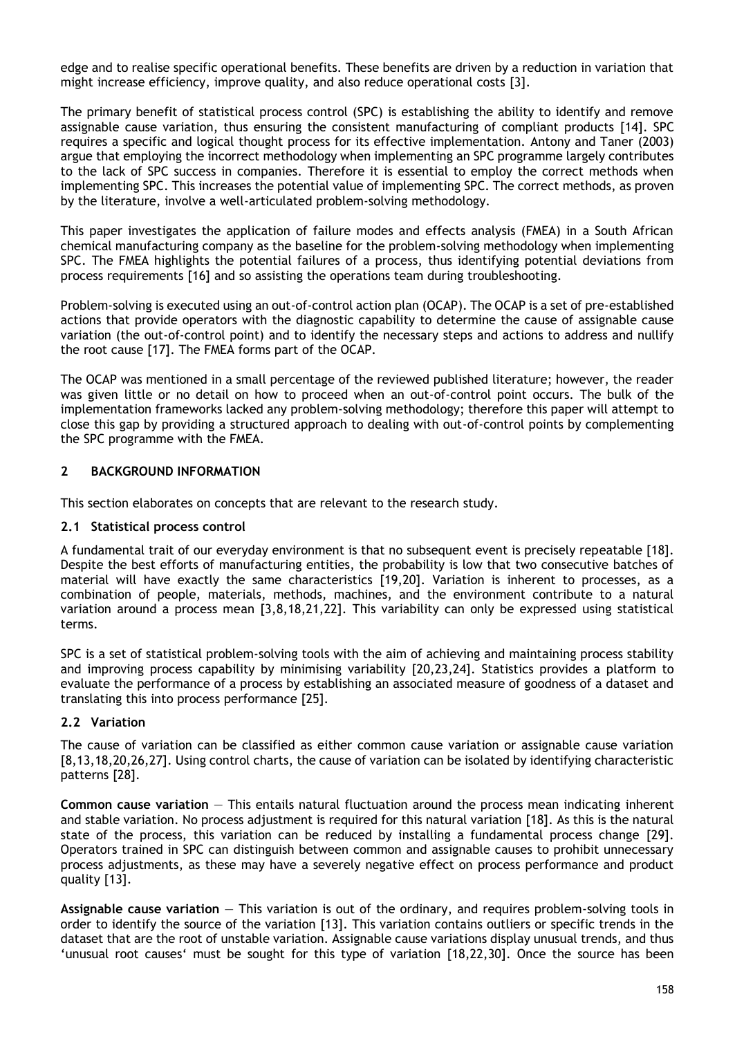edge and to realise specific operational benefits. These benefits are driven by a reduction in variation that might increase efficiency, improve quality, and also reduce operational costs [3].

The primary benefit of statistical process control (SPC) is establishing the ability to identify and remove assignable cause variation, thus ensuring the consistent manufacturing of compliant products [14]. SPC requires a specific and logical thought process for its effective implementation. Antony and Taner (2003) argue that employing the incorrect methodology when implementing an SPC programme largely contributes to the lack of SPC success in companies. Therefore it is essential to employ the correct methods when implementing SPC. This increases the potential value of implementing SPC. The correct methods, as proven by the literature, involve a well-articulated problem-solving methodology.

This paper investigates the application of failure modes and effects analysis (FMEA) in a South African chemical manufacturing company as the baseline for the problem-solving methodology when implementing SPC. The FMEA highlights the potential failures of a process, thus identifying potential deviations from process requirements [16] and so assisting the operations team during troubleshooting.

Problem-solving is executed using an out-of-control action plan (OCAP). The OCAP is a set of pre-established actions that provide operators with the diagnostic capability to determine the cause of assignable cause variation (the out-of-control point) and to identify the necessary steps and actions to address and nullify the root cause [17]. The FMEA forms part of the OCAP.

The OCAP was mentioned in a small percentage of the reviewed published literature; however, the reader was given little or no detail on how to proceed when an out-of-control point occurs. The bulk of the implementation frameworks lacked any problem-solving methodology; therefore this paper will attempt to close this gap by providing a structured approach to dealing with out-of-control points by complementing the SPC programme with the FMEA.

## 2 BACKGROUND INFORMATION

This section elaborates on concepts that are relevant to the research study.

### 2.1 Statistical process control

A fundamental trait of our everyday environment is that no subsequent event is precisely repeatable [18]. Despite the best efforts of manufacturing entities, the probability is low that two consecutive batches of material will have exactly the same characteristics [19,20]. Variation is inherent to processes, as a combination of people, materials, methods, machines, and the environment contribute to a natural variation around a process mean [3,8,18,21,22]. This variability can only be expressed using statistical terms.

SPC is a set of statistical problem-solving tools with the aim of achieving and maintaining process stability and improving process capability by minimising variability [20,23,24]. Statistics provides a platform to evaluate the performance of a process by establishing an associated measure of goodness of a dataset and translating this into process performance [25].

### 2.2 Variation

The cause of variation can be classified as either common cause variation or assignable cause variation [8,13,18,20,26,27]. Using control charts, the cause of variation can be isolated by identifying characteristic patterns [28].

**Common cause variation** — This entails natural fluctuation around the process mean indicating inherent and stable variation. No process adjustment is required for this natural variation [18]. As this is the natural state of the process, this variation can be reduced by installing a fundamental process change [29]. Operators trained in SPC can distinguish between common and assignable causes to prohibit unnecessary process adjustments, as these may have a severely negative effect on process performance and product quality [13].

**Assignable cause variation** — This variation is out of the ordinary, and requires problem-solving tools in order to identify the source of the variation [13]. This variation contains outliers or specific trends in the dataset that are the root of unstable variation. Assignable cause variations display unusual trends, and thus 'unusual root causes' must be sought for this type of variation [18,22,30]. Once the source has been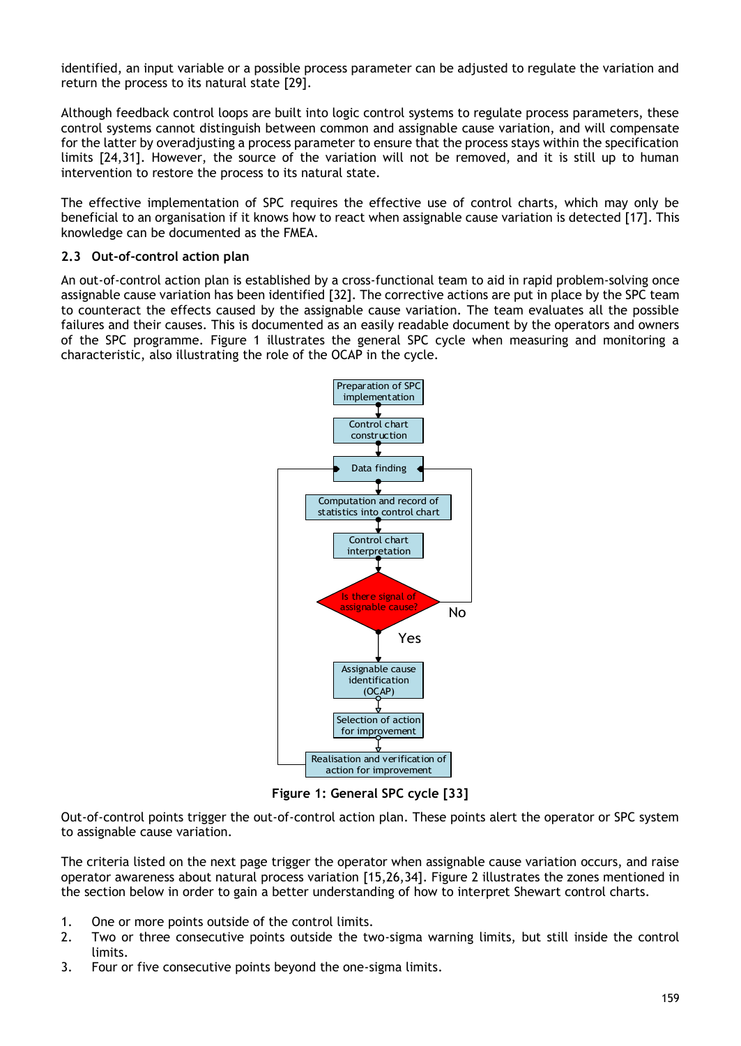identified, an input variable or a possible process parameter can be adjusted to regulate the variation and return the process to its natural state [29].

Although feedback control loops are built into logic control systems to regulate process parameters, these control systems cannot distinguish between common and assignable cause variation, and will compensate for the latter by overadjusting a process parameter to ensure that the process stays within the specification limits [24,31]. However, the source of the variation will not be removed, and it is still up to human intervention to restore the process to its natural state.

The effective implementation of SPC requires the effective use of control charts, which may only be beneficial to an organisation if it knows how to react when assignable cause variation is detected [17]. This knowledge can be documented as the FMEA.

### 2.3 Out-of-control action plan

An out-of-control action plan is established by a cross-functional team to aid in rapid problem-solving once assignable cause variation has been identified [32]. The corrective actions are put in place by the SPC team to counteract the effects caused by the assignable cause variation. The team evaluates all the possible failures and their causes. This is documented as an easily readable document by the operators and owners of the SPC programme. Figure 1 illustrates the general SPC cycle when measuring and monitoring a characteristic, also illustrating the role of the OCAP in the cycle.

Preparation of SPC implementation

Control chart construction

Data finding

Computation and record of statistics into control chart

Control chart interpretation

Is there signal of assignable cause?

No

Yes

Assignable cause identification (OCAP)

Selection of action for improvement

Realisation and verification of action for improvement

**Figure 1: General SPC cycle [33]**

Out-of-control points trigger the out-of-control action plan. These points alert the operator or SPC system to assignable cause variation.

The criteria listed on the next page trigger the operator when assignable cause variation occurs, and raise operator awareness about natural process variation [15,26,34]. Figure 2 illustrates the zones mentioned in the section below in order to gain a better understanding of how to interpret Shewart control charts.

1. One or more points outside of the control limits.
2. Two or three consecutive points outside the two-sigma warning limits, but still inside the control limits.
3. Four or five consecutive points beyond the one-sigma limits.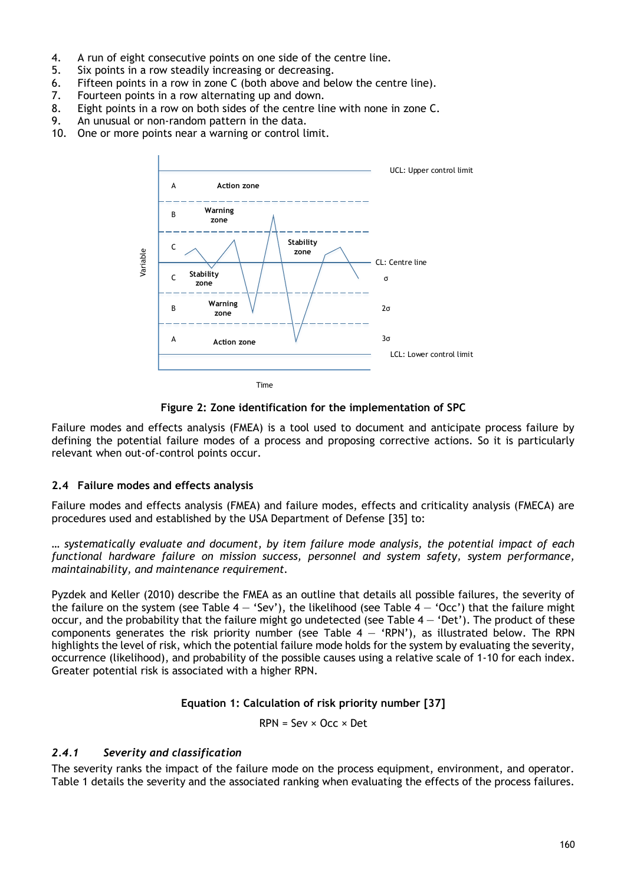4. A run of eight consecutive points on one side of the centre line.
5. Six points in a row steadily increasing or decreasing.
6. Fifteen points in a row in zone C (both above and below the centre line).
7. Fourteen points in a row alternating up and down.
8. Eight points in a row on both sides of the centre line with none in zone C.
9. An unusual or non-random pattern in the data.
10. One or more points near a warning or control limit.

UCL: Upper control limit
A Action zone
B Warning zone
C Stability zone
CL: Centre line
C Stability zone
σ
B Warning zone
2σ
A Action zone
3σ
LCL: Lower control limit
Variable
Time

**Figure 2: Zone identification for the implementation of SPC**

Failure modes and effects analysis (FMEA) is a tool used to document and anticipate process failure by defining the potential failure modes of a process and proposing corrective actions. So it is particularly relevant when out-of-control points occur.

## 2.4 Failure modes and effects analysis

Failure modes and effects analysis (FMEA) and failure modes, effects and criticality analysis (FMECA) are procedures used and established by the USA Department of Defense [35] to:

*… systematically evaluate and document, by item failure mode analysis, the potential impact of each functional hardware failure on mission success, personnel and system safety, system performance, maintainability, and maintenance requirement.*

Pyzdek and Keller (2010) describe the FMEA as an outline that details all possible failures, the severity of the failure on the system (see Table 4 — 'Sev'), the likelihood (see Table 4 — 'Occ') that the failure might occur, and the probability that the failure might go undetected (see Table 4 — 'Det'). The product of these components generates the risk priority number (see Table 4 — 'RPN'), as illustrated below. The RPN highlights the level of risk, which the potential failure mode holds for the system by evaluating the severity, occurrence (likelihood), and probability of the possible causes using a relative scale of 1-10 for each index. Greater potential risk is associated with a higher RPN.

**Equation 1: Calculation of risk priority number [37]**

$$RPN = Sev \times Occ \times Det$$

### *2.4.1 Severity and classification*

The severity ranks the impact of the failure mode on the process equipment, environment, and operator. Table 1 details the severity and the associated ranking when evaluating the effects of the process failures.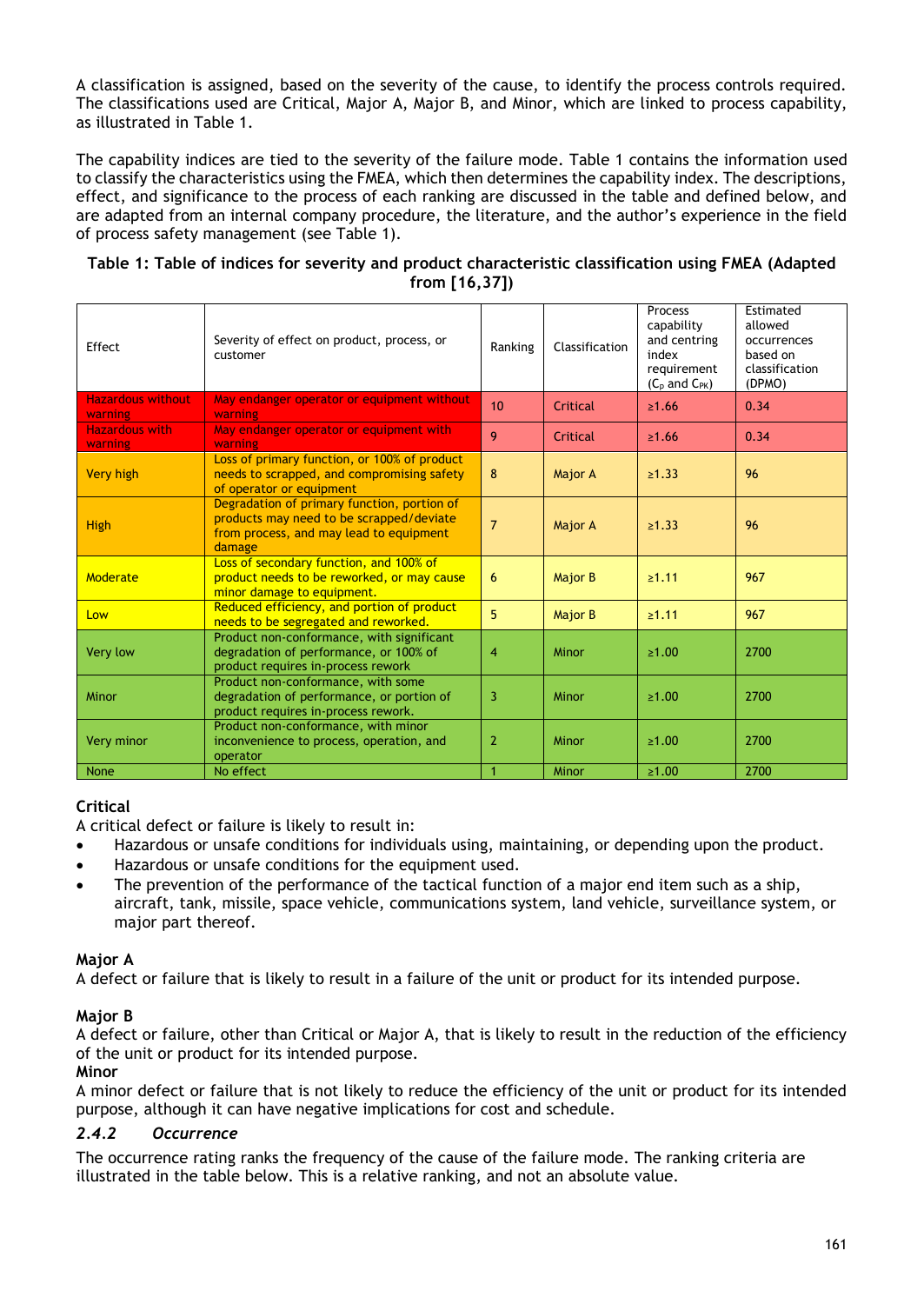A classification is assigned, based on the severity of the cause, to identify the process controls required. The classifications used are Critical, Major A, Major B, and Minor, which are linked to process capability, as illustrated in Table 1.

The capability indices are tied to the severity of the failure mode. Table 1 contains the information used to classify the characteristics using the FMEA, which then determines the capability index. The descriptions, effect, and significance to the process of each ranking are discussed in the table and defined below, and are adapted from an internal company procedure, the literature, and the author's experience in the field of process safety management (see Table 1).

**Table 1: Table of indices for severity and product characteristic classification using FMEA (Adapted from [16,37])**

| Effect | Severity of effect on product, process, or customer | Ranking | Classification | Process capability and centring index requirement ($C_p$ and $C_{PK}$) | Estimated allowed occurrences based on classification (DPMO) |
|---|---|---|---|---|---|
| Hazardous without warning | May endanger operator or equipment without warning | 10 | Critical | ≥1.66 | 0.34 |
| Hazardous with warning | May endanger operator or equipment with warning | 9 | Critical | ≥1.66 | 0.34 |
| Very high | Loss of primary function, or 100% of product needs to scrapped, and compromising safety of operator or equipment | 8 | Major A | ≥1.33 | 96 |
| High | Degradation of primary function, portion of products may need to be scrapped/deviate from process, and may lead to equipment damage | 7 | Major A | ≥1.33 | 96 |
| Moderate | Loss of secondary function, and 100% of product needs to be reworked, or may cause minor damage to equipment. | 6 | Major B | ≥1.11 | 967 |
| Low | Reduced efficiency, and portion of product needs to be segregated and reworked. | 5 | Major B | ≥1.11 | 967 |
| Very low | Product non-conformance, with significant degradation of performance, or 100% of product requires in-process rework | 4 | Minor | ≥1.00 | 2700 |
| Minor | Product non-conformance, with some degradation of performance, or portion of product requires in-process rework. | 3 | Minor | ≥1.00 | 2700 |
| Very minor | Product non-conformance, with minor inconvenience to process, operation, and operator | 2 | Minor | ≥1.00 | 2700 |
| None | No effect | 1 | Minor | ≥1.00 | 2700 |

**Critical**

A critical defect or failure is likely to result in:

- Hazardous or unsafe conditions for individuals using, maintaining, or depending upon the product.
- Hazardous or unsafe conditions for the equipment used.
- The prevention of the performance of the tactical function of a major end item such as a ship, aircraft, tank, missile, space vehicle, communications system, land vehicle, surveillance system, or major part thereof.

**Major A**

A defect or failure that is likely to result in a failure of the unit or product for its intended purpose.

**Major B**

A defect or failure, other than Critical or Major A, that is likely to result in the reduction of the efficiency of the unit or product for its intended purpose.

**Minor**

A minor defect or failure that is not likely to reduce the efficiency of the unit or product for its intended purpose, although it can have negative implications for cost and schedule.

### *2.4.2 Occurrence*

The occurrence rating ranks the frequency of the cause of the failure mode. The ranking criteria are illustrated in the table below. This is a relative ranking, and not an absolute value.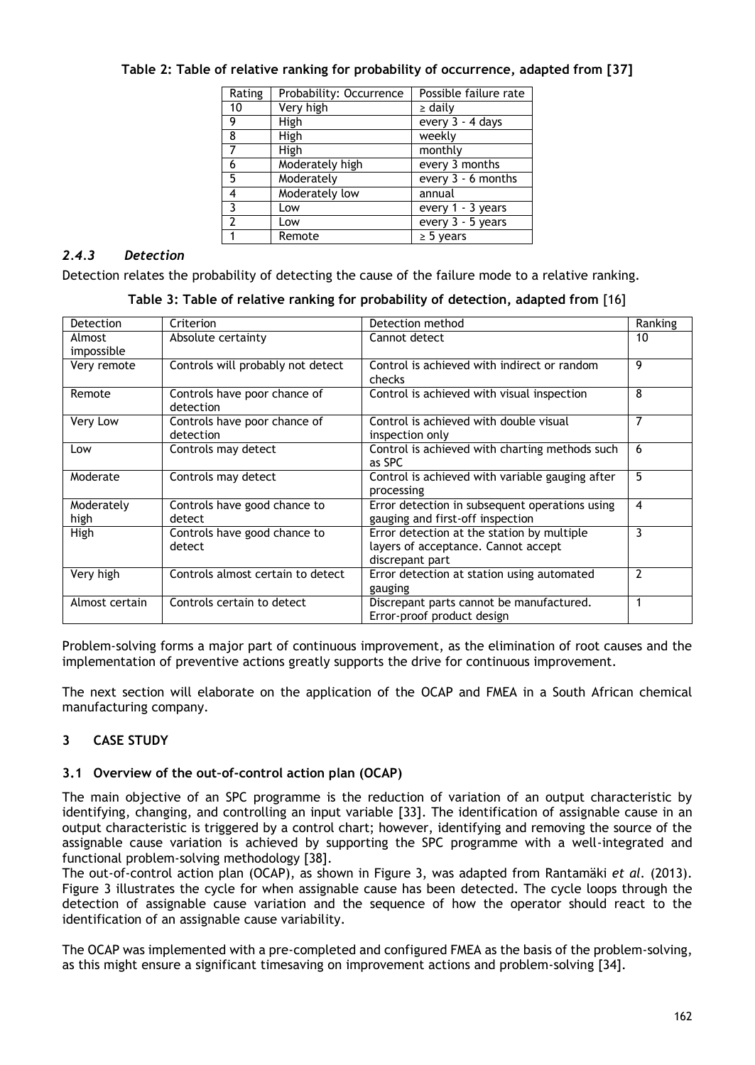**Table 2: Table of relative ranking for probability of occurrence, adapted from [37]**

| Rating | Probability: Occurrence | Possible failure rate |
|---|---|---|
| 10 | Very high | ≥ daily |
| 9 | High | every 3 - 4 days |
| 8 | High | weekly |
| 7 | High | monthly |
| 6 | Moderately high | every 3 months |
| 5 | Moderately | every 3 - 6 months |
| 4 | Moderately low | annual |
| 3 | Low | every 1 - 3 years |
| 2 | Low | every 3 - 5 years |
| 1 | Remote | ≥ 5 years |

### *2.4.3 Detection*

Detection relates the probability of detecting the cause of the failure mode to a relative ranking.

**Table 3: Table of relative ranking for probability of detection, adapted from** [16]

| Detection | Criterion | Detection method | Ranking |
|---|---|---|---|
| Almost impossible | Absolute certainty | Cannot detect | 10 |
| Very remote | Controls will probably not detect | Control is achieved with indirect or random checks | 9 |
| Remote | Controls have poor chance of detection | Control is achieved with visual inspection | 8 |
| Very Low | Controls have poor chance of detection | Control is achieved with double visual inspection only | 7 |
| Low | Controls may detect | Control is achieved with charting methods such as SPC | 6 |
| Moderate | Controls may detect | Control is achieved with variable gauging after processing | 5 |
| Moderately high | Controls have good chance to detect | Error detection in subsequent operations using gauging and first-off inspection | 4 |
| High | Controls have good chance to detect | Error detection at the station by multiple layers of acceptance. Cannot accept discrepant part | 3 |
| Very high | Controls almost certain to detect | Error detection at station using automated gauging | 2 |
| Almost certain | Controls certain to detect | Discrepant parts cannot be manufactured. Error-proof product design | 1 |

Problem-solving forms a major part of continuous improvement, as the elimination of root causes and the implementation of preventive actions greatly supports the drive for continuous improvement.

The next section will elaborate on the application of the OCAP and FMEA in a South African chemical manufacturing company.

## 3 CASE STUDY

### 3.1 Overview of the out-of-control action plan (OCAP)

The main objective of an SPC programme is the reduction of variation of an output characteristic by identifying, changing, and controlling an input variable [33]. The identification of assignable cause in an output characteristic is triggered by a control chart; however, identifying and removing the source of the assignable cause variation is achieved by supporting the SPC programme with a well-integrated and functional problem-solving methodology [38].

The out-of-control action plan (OCAP), as shown in Figure 3, was adapted from Rantamäki *et al*. (2013). Figure 3 illustrates the cycle for when assignable cause has been detected. The cycle loops through the detection of assignable cause variation and the sequence of how the operator should react to the identification of an assignable cause variability.

The OCAP was implemented with a pre-completed and configured FMEA as the basis of the problem-solving, as this might ensure a significant timesaving on improvement actions and problem-solving [34].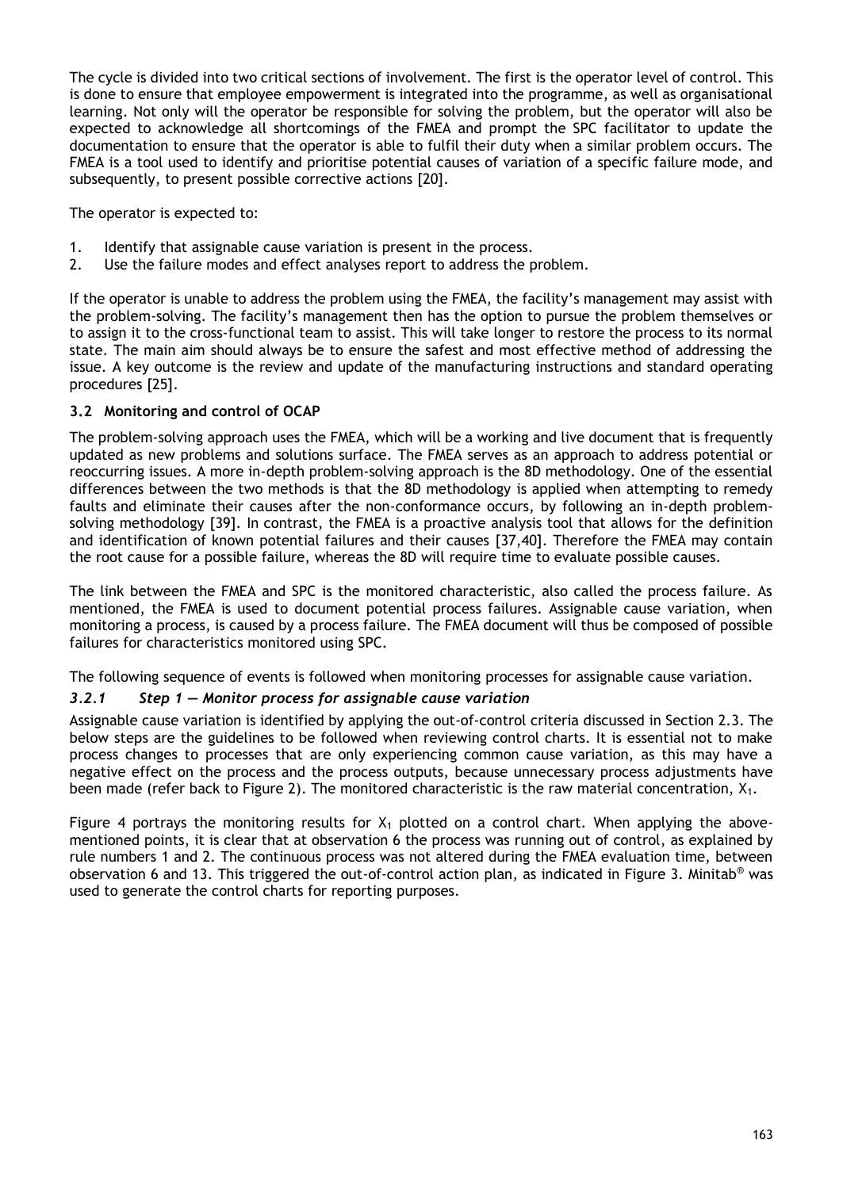The cycle is divided into two critical sections of involvement. The first is the operator level of control. This is done to ensure that employee empowerment is integrated into the programme, as well as organisational learning. Not only will the operator be responsible for solving the problem, but the operator will also be expected to acknowledge all shortcomings of the FMEA and prompt the SPC facilitator to update the documentation to ensure that the operator is able to fulfil their duty when a similar problem occurs. The FMEA is a tool used to identify and prioritise potential causes of variation of a specific failure mode, and subsequently, to present possible corrective actions [20].

The operator is expected to:

1. Identify that assignable cause variation is present in the process.
2. Use the failure modes and effect analyses report to address the problem.

If the operator is unable to address the problem using the FMEA, the facility's management may assist with the problem-solving. The facility's management then has the option to pursue the problem themselves or to assign it to the cross-functional team to assist. This will take longer to restore the process to its normal state. The main aim should always be to ensure the safest and most effective method of addressing the issue. A key outcome is the review and update of the manufacturing instructions and standard operating procedures [25].

### 3.2 Monitoring and control of OCAP

The problem-solving approach uses the FMEA, which will be a working and live document that is frequently updated as new problems and solutions surface. The FMEA serves as an approach to address potential or reoccurring issues. A more in-depth problem-solving approach is the 8D methodology. One of the essential differences between the two methods is that the 8D methodology is applied when attempting to remedy faults and eliminate their causes after the non-conformance occurs, by following an in-depth problem-solving methodology [39]. In contrast, the FMEA is a proactive analysis tool that allows for the definition and identification of known potential failures and their causes [37,40]. Therefore the FMEA may contain the root cause for a possible failure, whereas the 8D will require time to evaluate possible causes.

The link between the FMEA and SPC is the monitored characteristic, also called the process failure. As mentioned, the FMEA is used to document potential process failures. Assignable cause variation, when monitoring a process, is caused by a process failure. The FMEA document will thus be composed of possible failures for characteristics monitored using SPC.

The following sequence of events is followed when monitoring processes for assignable cause variation.

#### *3.2.1 Step 1 — Monitor process for assignable cause variation*

Assignable cause variation is identified by applying the out-of-control criteria discussed in Section 2.3. The below steps are the guidelines to be followed when reviewing control charts. It is essential not to make process changes to processes that are only experiencing common cause variation, as this may have a negative effect on the process and the process outputs, because unnecessary process adjustments have been made (refer back to Figure 2). The monitored characteristic is the raw material concentration, $X_1$.

Figure 4 portrays the monitoring results for $X_1$ plotted on a control chart. When applying the above-mentioned points, it is clear that at observation 6 the process was running out of control, as explained by rule numbers 1 and 2. The continuous process was not altered during the FMEA evaluation time, between observation 6 and 13. This triggered the out-of-control action plan, as indicated in Figure 3. Minitab® was used to generate the control charts for reporting purposes.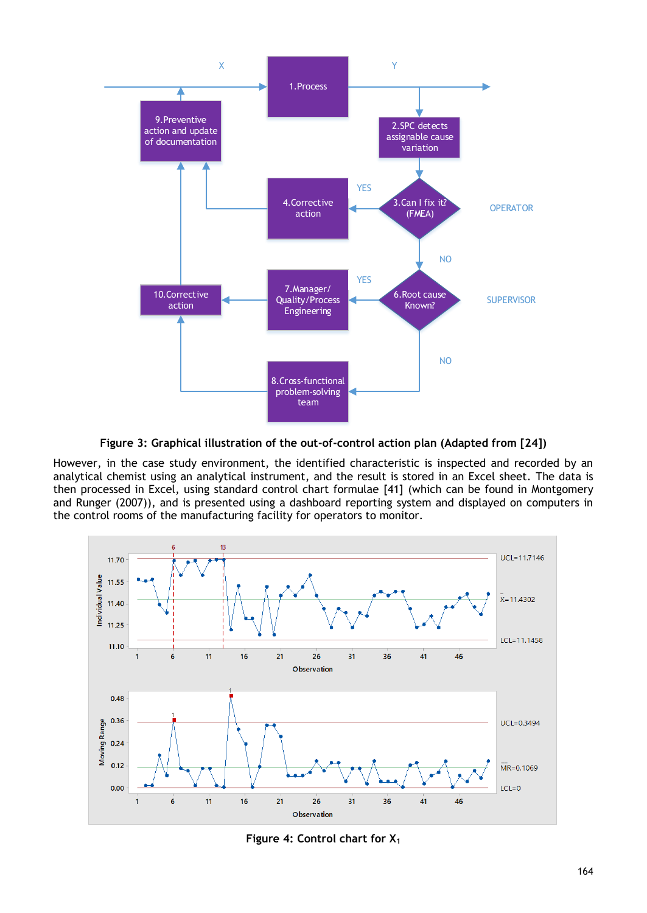X

Y

1.Process

2.SPC detects assignable cause variation

3.Can I fix it? (FMEA)

YES

NO

OPERATOR

4.Corrective action

9.Preventive action and update of documentation

6.Root cause Known?

YES

NO

SUPERVISOR

7.Manager/ Quality/Process Engineering

10.Corrective action

8.Cross-functional problem-solving team

**Figure 3: Graphical illustration of the out-of-control action plan (Adapted from [24])**

However, in the case study environment, the identified characteristic is inspected and recorded by an analytical chemist using an analytical instrument, and the result is stored in an Excel sheet. The data is then processed in Excel, using standard control chart formulae [41] (which can be found in Montgomery and Runger (2007)), and is presented using a dashboard reporting system and displayed on computers in the control rooms of the manufacturing facility for operators to monitor.

6

13

Individual Value

11.70

11.55

11.40

11.25

11.10

UCL=11.7146

$\bar{X}$=11.4302

LCL=11.1458

1 6 11 16 21 26 31 36 41 46

Observation

1

1

Moving Range

0.48

0.36

0.24

0.12

0.00

UCL=0.3494

$\overline{MR}$=0.1069

LCL=0

1 6 11 16 21 26 31 36 41 46

Observation

**Figure 4: Control chart for $X_1$**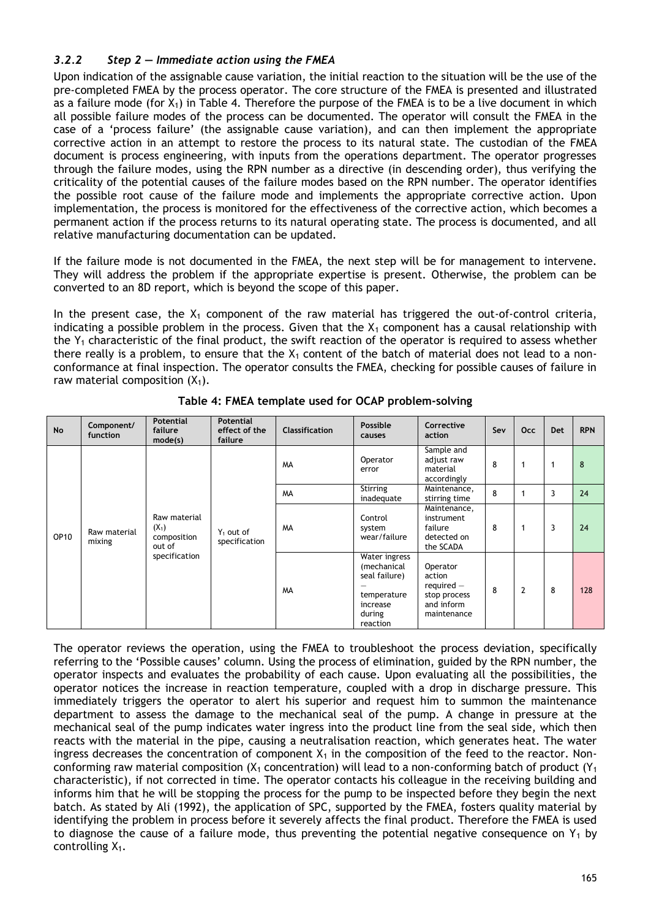### *3.2.2 Step 2 — Immediate action using the FMEA*

Upon indication of the assignable cause variation, the initial reaction to the situation will be the use of the pre-completed FMEA by the process operator. The core structure of the FMEA is presented and illustrated as a failure mode (for $X_1$) in Table 4. Therefore the purpose of the FMEA is to be a live document in which all possible failure modes of the process can be documented. The operator will consult the FMEA in the case of a 'process failure' (the assignable cause variation), and can then implement the appropriate corrective action in an attempt to restore the process to its natural state. The custodian of the FMEA document is process engineering, with inputs from the operations department. The operator progresses through the failure modes, using the RPN number as a directive (in descending order), thus verifying the criticality of the potential causes of the failure modes based on the RPN number. The operator identifies the possible root cause of the failure mode and implements the appropriate corrective action. Upon implementation, the process is monitored for the effectiveness of the corrective action, which becomes a permanent action if the process returns to its natural operating state. The process is documented, and all relative manufacturing documentation can be updated.

If the failure mode is not documented in the FMEA, the next step will be for management to intervene. They will address the problem if the appropriate expertise is present. Otherwise, the problem can be converted to an 8D report, which is beyond the scope of this paper.

In the present case, the $X_1$ component of the raw material has triggered the out-of-control criteria, indicating a possible problem in the process. Given that the $X_1$ component has a causal relationship with the $Y_1$ characteristic of the final product, the swift reaction of the operator is required to assess whether there really is a problem, to ensure that the $X_1$ content of the batch of material does not lead to a non-conformance at final inspection. The operator consults the FMEA, checking for possible causes of failure in raw material composition ($X_1$).

**Table 4: FMEA template used for OCAP problem-solving**

| No | Component/ function | Potential failure mode(s) | Potential effect of the failure | Classification | Possible causes | Corrective action | Sev | Occ | Det | RPN |
|---|---|---|---|---|---|---|---|---|---|---|
| OP10 | Raw material mixing | Raw material ($X_1$) composition out of specification | $Y_1$ out of specification | MA | Operator error | Sample and adjust raw material accordingly | 8 | 1 | 1 | 8 |
| | | | | MA | Stirring inadequate | Maintenance, stirring time | 8 | 1 | 3 | 24 |
| | | | | MA | Control system wear/failure | Maintenance, instrument failure detected on the SCADA | 8 | 1 | 3 | 24 |
| | | | | MA | Water ingress (mechanical seal failure) — temperature increase during reaction | Operator action required — stop process and inform maintenance | 8 | 2 | 8 | 128 |

The operator reviews the operation, using the FMEA to troubleshoot the process deviation, specifically referring to the 'Possible causes' column. Using the process of elimination, guided by the RPN number, the operator inspects and evaluates the probability of each cause. Upon evaluating all the possibilities, the operator notices the increase in reaction temperature, coupled with a drop in discharge pressure. This immediately triggers the operator to alert his superior and request him to summon the maintenance department to assess the damage to the mechanical seal of the pump. A change in pressure at the mechanical seal of the pump indicates water ingress into the product line from the seal side, which then reacts with the material in the pipe, causing a neutralisation reaction, which generates heat. The water ingress decreases the concentration of component $X_1$ in the composition of the feed to the reactor. Non-conforming raw material composition ($X_1$ concentration) will lead to a non-conforming batch of product ($Y_1$ characteristic), if not corrected in time. The operator contacts his colleague in the receiving building and informs him that he will be stopping the process for the pump to be inspected before they begin the next batch. As stated by Ali (1992), the application of SPC, supported by the FMEA, fosters quality material by identifying the problem in process before it severely affects the final product. Therefore the FMEA is used to diagnose the cause of a failure mode, thus preventing the potential negative consequence on $Y_1$ by controlling $X_1$.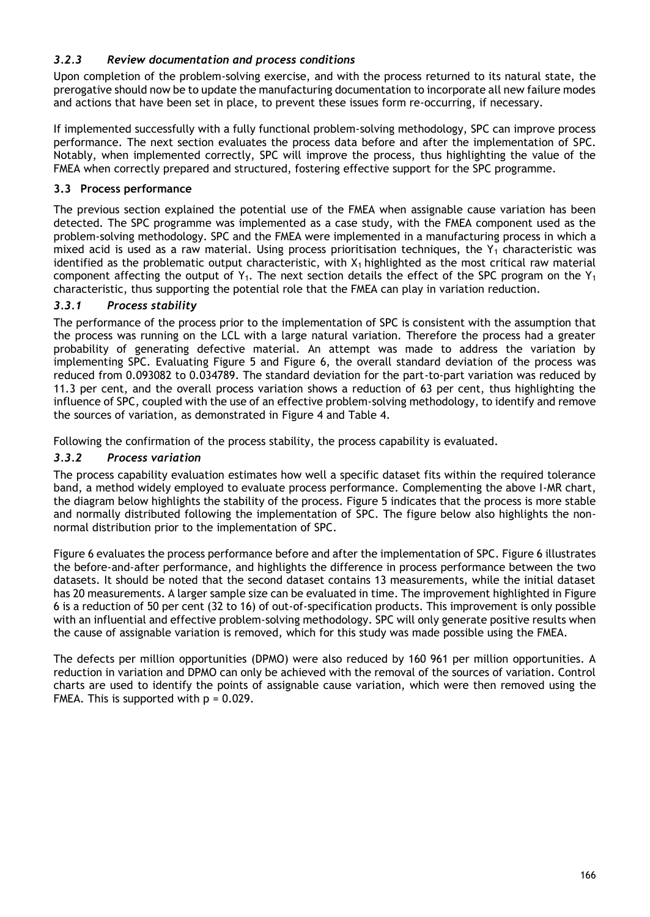### *3.2.3 Review documentation and process conditions*

Upon completion of the problem-solving exercise, and with the process returned to its natural state, the prerogative should now be to update the manufacturing documentation to incorporate all new failure modes and actions that have been set in place, to prevent these issues form re-occurring, if necessary.

If implemented successfully with a fully functional problem-solving methodology, SPC can improve process performance. The next section evaluates the process data before and after the implementation of SPC. Notably, when implemented correctly, SPC will improve the process, thus highlighting the value of the FMEA when correctly prepared and structured, fostering effective support for the SPC programme.

## 3.3 Process performance

The previous section explained the potential use of the FMEA when assignable cause variation has been detected. The SPC programme was implemented as a case study, with the FMEA component used as the problem-solving methodology. SPC and the FMEA were implemented in a manufacturing process in which a mixed acid is used as a raw material. Using process prioritisation techniques, the $Y_1$ characteristic was identified as the problematic output characteristic, with $X_1$ highlighted as the most critical raw material component affecting the output of $Y_1$. The next section details the effect of the SPC program on the $Y_1$ characteristic, thus supporting the potential role that the FMEA can play in variation reduction.

### *3.3.1 Process stability*

The performance of the process prior to the implementation of SPC is consistent with the assumption that the process was running on the LCL with a large natural variation. Therefore the process had a greater probability of generating defective material. An attempt was made to address the variation by implementing SPC. Evaluating Figure 5 and Figure 6, the overall standard deviation of the process was reduced from 0.093082 to 0.034789. The standard deviation for the part-to-part variation was reduced by 11.3 per cent, and the overall process variation shows a reduction of 63 per cent, thus highlighting the influence of SPC, coupled with the use of an effective problem-solving methodology, to identify and remove the sources of variation, as demonstrated in Figure 4 and Table 4.

Following the confirmation of the process stability, the process capability is evaluated.

### *3.3.2 Process variation*

The process capability evaluation estimates how well a specific dataset fits within the required tolerance band, a method widely employed to evaluate process performance. Complementing the above I-MR chart, the diagram below highlights the stability of the process. Figure 5 indicates that the process is more stable and normally distributed following the implementation of SPC. The figure below also highlights the non-normal distribution prior to the implementation of SPC.

Figure 6 evaluates the process performance before and after the implementation of SPC. Figure 6 illustrates the before-and-after performance, and highlights the difference in process performance between the two datasets. It should be noted that the second dataset contains 13 measurements, while the initial dataset has 20 measurements. A larger sample size can be evaluated in time. The improvement highlighted in Figure 6 is a reduction of 50 per cent (32 to 16) of out-of-specification products. This improvement is only possible with an influential and effective problem-solving methodology. SPC will only generate positive results when the cause of assignable variation is removed, which for this study was made possible using the FMEA.

The defects per million opportunities (DPMO) were also reduced by 160 961 per million opportunities. A reduction in variation and DPMO can only be achieved with the removal of the sources of variation. Control charts are used to identify the points of assignable cause variation, which were then removed using the FMEA. This is supported with $p = 0.029$.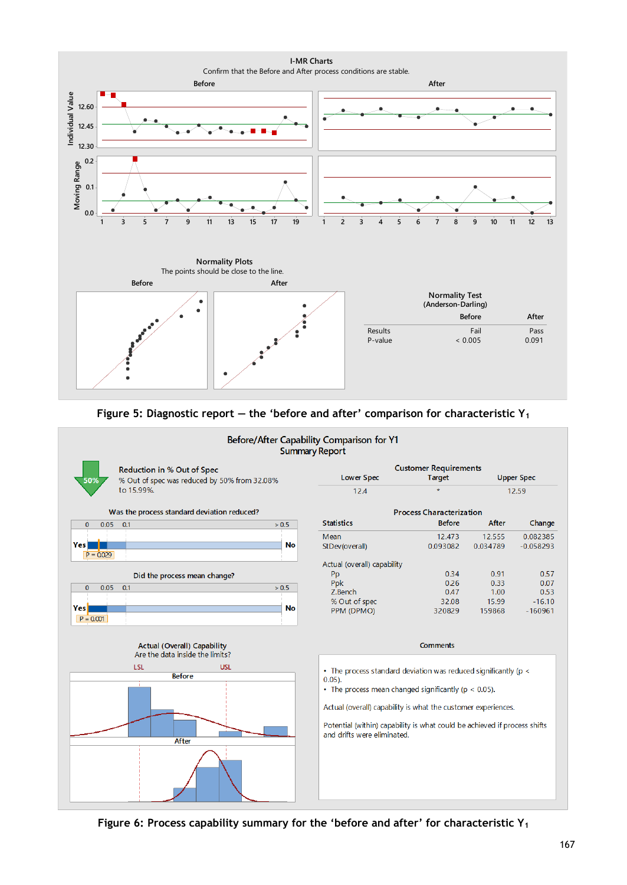I-MR Charts

Confirm that the Before and After process conditions are stable.

Before

After

Individual Value

12.60

12.45

12.30

Moving Range

0.2

0.1

0.0

1 3 5 7 9 11 13 15 17 19

1 2 3 4 5 6 7 8 9 10 11 12 13

Normality Plots

The points should be close to the line.

Before

After

Normality Test
(Anderson-Darling)

| | Before | After |
|---|---|---|
| Results | Fail | Pass |
| P-value | < 0.005 | 0.091 |

**Figure 5: Diagnostic report — the 'before and after' comparison for characteristic $Y_1$**

Before/After Capability Comparison for Y1
Summary Report

50%

**Reduction in % Out of Spec**

% Out of spec was reduced by 50% from 32.08% to 15.99%.

Customer Requirements

| Lower Spec | Target | Upper Spec |
|---|---|---|
| 12.4 | * | 12.59 |

Was the process standard deviation reduced?

0 0.05 0.1 > 0.5

Yes No

P = 0.029

Did the process mean change?

0 0.05 0.1 > 0.5

Yes No

P = 0.001

Process Characterization

| Statistics | Before | After | Change |
|---|---|---|---|
| Mean | 12.473 | 12.555 | 0.082385 |
| StDev(overall) | 0.093082 | 0.034789 | -0.058293 |
| Actual (overall) capability | | | |
| Pp | 0.34 | 0.91 | 0.57 |
| Ppk | 0.26 | 0.33 | 0.07 |
| Z.Bench | 0.47 | 1.00 | 0.53 |
| % Out of spec | 32.08 | 15.99 | -16.10 |
| PPM (DPMO) | 320829 | 159868 | -160961 |

Actual (Overall) Capability

Are the data inside the limits?

LSL USL

Before

After

Comments

- The process standard deviation was reduced significantly ($p < 0.05$).
- The process mean changed significantly ($p < 0.05$).

Actual (overall) capability is what the customer experiences.

Potential (within) capability is what could be achieved if process shifts and drifts were eliminated.

**Figure 6: Process capability summary for the 'before and after' for characteristic $Y_1$**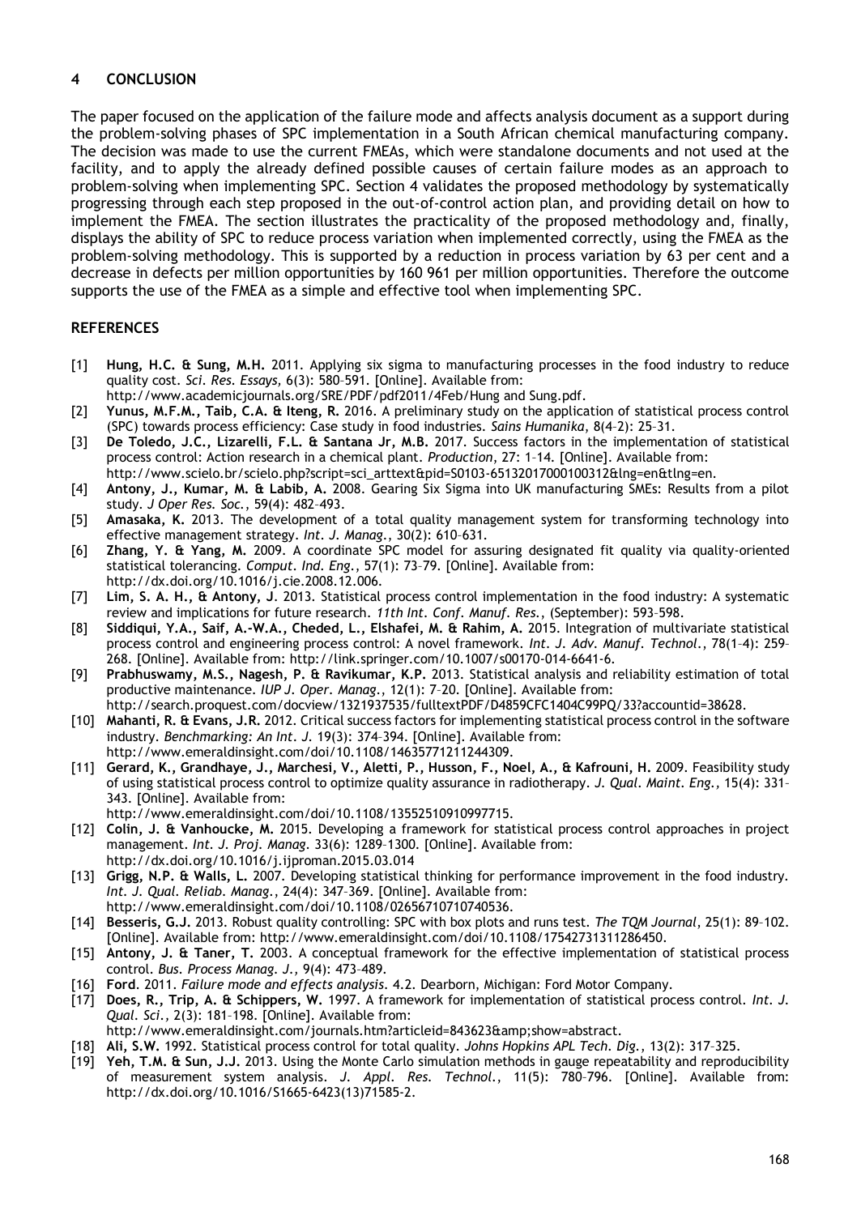## 4 CONCLUSION

The paper focused on the application of the failure mode and affects analysis document as a support during the problem-solving phases of SPC implementation in a South African chemical manufacturing company. The decision was made to use the current FMEAs, which were standalone documents and not used at the facility, and to apply the already defined possible causes of certain failure modes as an approach to problem-solving when implementing SPC. Section 4 validates the proposed methodology by systematically progressing through each step proposed in the out-of-control action plan, and providing detail on how to implement the FMEA. The section illustrates the practicality of the proposed methodology and, finally, displays the ability of SPC to reduce process variation when implemented correctly, using the FMEA as the problem-solving methodology. This is supported by a reduction in process variation by 63 per cent and a decrease in defects per million opportunities by 160 961 per million opportunities. Therefore the outcome supports the use of the FMEA as a simple and effective tool when implementing SPC.

## REFERENCES

[1] **Hung, H.C. & Sung, M.H.** 2011. Applying six sigma to manufacturing processes in the food industry to reduce quality cost. *Sci. Res. Essays*, 6(3): 580–591. [Online]. Available from: http://www.academicjournals.org/SRE/PDF/pdf2011/4Feb/Hung and Sung.pdf.

[2] **Yunus, M.F.M., Taib, C.A. & Iteng, R.** 2016. A preliminary study on the application of statistical process control (SPC) towards process efficiency: Case study in food industries. *Sains Humanika*, 8(4–2): 25–31.

[3] **De Toledo, J.C., Lizarelli, F.L. & Santana Jr, M.B.** 2017. Success factors in the implementation of statistical process control: Action research in a chemical plant. *Production*, 27: 1–14. [Online]. Available from: http://www.scielo.br/scielo.php?script=sci_arttext&pid=S0103-65132017000100312&lng=en&tlng=en.

[4] **Antony, J., Kumar, M. & Labib, A.** 2008. Gearing Six Sigma into UK manufacturing SMEs: Results from a pilot study. *J Oper Res. Soc.*, 59(4): 482–493.

[5] **Amasaka, K.** 2013. The development of a total quality management system for transforming technology into effective management strategy. *Int. J. Manag.*, 30(2): 610–631.

[6] **Zhang, Y. & Yang, M.** 2009. A coordinate SPC model for assuring designated fit quality via quality-oriented statistical tolerancing. *Comput. Ind. Eng.*, 57(1): 73–79. [Online]. Available from: http://dx.doi.org/10.1016/j.cie.2008.12.006.

[7] **Lim, S. A. H., & Antony, J.** 2013. Statistical process control implementation in the food industry: A systematic review and implications for future research. *11th Int. Conf. Manuf. Res.*, (September): 593–598.

[8] **Siddiqui, Y.A., Saif, A.-W.A., Cheded, L., Elshafei, M. & Rahim, A.** 2015. Integration of multivariate statistical process control and engineering process control: A novel framework. *Int. J. Adv. Manuf. Technol.*, 78(1–4): 259–268. [Online]. Available from: http://link.springer.com/10.1007/s00170-014-6641-6.

[9] **Prabhuswamy, M.S., Nagesh, P. & Ravikumar, K.P.** 2013. Statistical analysis and reliability estimation of total productive maintenance. *IUP J. Oper. Manag.*, 12(1): 7–20. [Online]. Available from: http://search.proquest.com/docview/1321937535/fulltextPDF/D4859CFC1404C99PQ/33?accountid=38628.

[10] **Mahanti, R. & Evans, J.R.** 2012. Critical success factors for implementing statistical process control in the software industry. *Benchmarking: An Int. J.* 19(3): 374–394. [Online]. Available from: http://www.emeraldinsight.com/doi/10.1108/14635771211244309.

[11] **Gerard, K., Grandhaye, J., Marchesi, V., Aletti, P., Husson, F., Noel, A., & Kafrouni, H.** 2009. Feasibility study of using statistical process control to optimize quality assurance in radiotherapy. *J. Qual. Maint. Eng.*, 15(4): 331–343. [Online]. Available from: http://www.emeraldinsight.com/doi/10.1108/13552510910997715.

[12] **Colin, J. & Vanhoucke, M.** 2015. Developing a framework for statistical process control approaches in project management. *Int. J. Proj. Manag.* 33(6): 1289–1300. [Online]. Available from: http://dx.doi.org/10.1016/j.ijproman.2015.03.014

[13] **Grigg, N.P. & Walls, L.** 2007. Developing statistical thinking for performance improvement in the food industry. *Int. J. Qual. Reliab. Manag.*, 24(4): 347–369. [Online]. Available from: http://www.emeraldinsight.com/doi/10.1108/02656710710740536.

[14] **Besseris, G.J.** 2013. Robust quality controlling: SPC with box plots and runs test. *The TQM Journal*, 25(1): 89–102. [Online]. Available from: http://www.emeraldinsight.com/doi/10.1108/17542731311286450.

[15] **Antony, J. & Taner, T.** 2003. A conceptual framework for the effective implementation of statistical process control. *Bus. Process Manag. J.*, 9(4): 473–489.

[16] **Ford**. 2011. *Failure mode and effects analysis*. 4.2. Dearborn, Michigan: Ford Motor Company.

[17] **Does, R., Trip, A. & Schippers, W.** 1997. A framework for implementation of statistical process control. *Int. J. Qual. Sci.*, 2(3): 181–198. [Online]. Available from: http://www.emeraldinsight.com/journals.htm?articleid=843623&amp;show=abstract.

[18] **Ali, S.W.** 1992. Statistical process control for total quality. *Johns Hopkins APL Tech. Dig.*, 13(2): 317–325.

[19] **Yeh, T.M. & Sun, J.J.** 2013. Using the Monte Carlo simulation methods in gauge repeatability and reproducibility of measurement system analysis. *J. Appl. Res. Technol.*, 11(5): 780–796. [Online]. Available from: http://dx.doi.org/10.1016/S1665-6423(13)71585-2.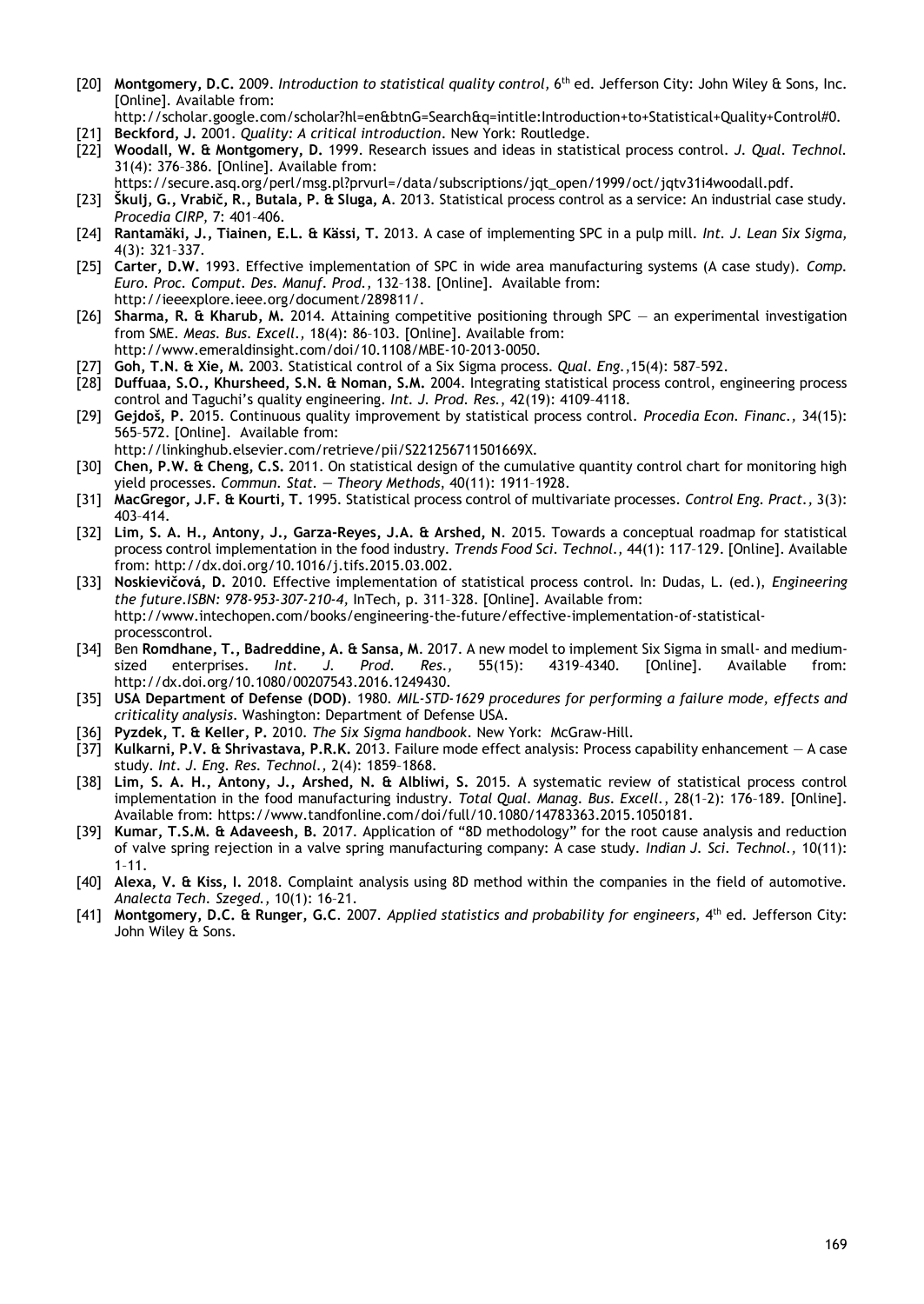[20] **Montgomery, D.C.** 2009. *Introduction to statistical quality control,* 6th ed. Jefferson City: John Wiley & Sons, Inc. [Online]. Available from: http://scholar.google.com/scholar?hl=en&btnG=Search&q=intitle:Introduction+to+Statistical+Quality+Control#0.

[21] **Beckford, J.** 2001. *Quality: A critical introduction*. New York: Routledge.

[22] **Woodall, W. & Montgomery, D.** 1999. Research issues and ideas in statistical process control. *J. Qual. Technol.* 31(4): 376–386. [Online]. Available from: https://secure.asq.org/perl/msg.pl?prvurl=/data/subscriptions/jqt_open/1999/oct/jqtv31i4woodall.pdf.

[23] **Škulj, G., Vrabič, R., Butala, P. & Sluga, A**. 2013. Statistical process control as a service: An industrial case study. *Procedia CIRP,* 7: 401–406.

[24] **Rantamäki, J., Tiainen, E.L. & Kässi, T.** 2013. A case of implementing SPC in a pulp mill. *Int. J. Lean Six Sigma,* 4(3): 321–337.

[25] **Carter, D.W.** 1993. Effective implementation of SPC in wide area manufacturing systems (A case study). *Comp. Euro. Proc. Comput. Des. Manuf. Prod.,* 132–138. [Online]. Available from: http://ieeexplore.ieee.org/document/289811/.

[26] **Sharma, R. & Kharub, M.** 2014. Attaining competitive positioning through SPC — an experimental investigation from SME. *Meas. Bus. Excell.,* 18(4): 86–103. [Online]. Available from: http://www.emeraldinsight.com/doi/10.1108/MBE-10-2013-0050.

[27] **Goh, T.N. & Xie, M.** 2003. Statistical control of a Six Sigma process. *Qual. Eng.*,15(4): 587–592.

[28] **Duffuaa, S.O., Khursheed, S.N. & Noman, S.M.** 2004. Integrating statistical process control, engineering process control and Taguchi's quality engineering. *Int. J. Prod. Res.,* 42(19): 4109–4118.

[29] **Gejdoš, P.** 2015. Continuous quality improvement by statistical process control. *Procedia Econ. Financ.,* 34(15): 565–572. [Online]. Available from: http://linkinghub.elsevier.com/retrieve/pii/S221256711501669X.

[30] **Chen, P.W. & Cheng, C.S.** 2011. On statistical design of the cumulative quantity control chart for monitoring high yield processes. *Commun. Stat. — Theory Methods,* 40(11): 1911–1928.

[31] **MacGregor, J.F. & Kourti, T.** 1995. Statistical process control of multivariate processes. *Control Eng. Pract.,* 3(3): 403–414.

[32] **Lim, S. A. H., Antony, J., Garza-Reyes, J.A. & Arshed, N**. 2015. Towards a conceptual roadmap for statistical process control implementation in the food industry. *Trends Food Sci. Technol.,* 44(1): 117–129. [Online]. Available from: http://dx.doi.org/10.1016/j.tifs.2015.03.002.

[33] **Noskievičová, D.** 2010. Effective implementation of statistical process control. In: Dudas, L. (ed.), *Engineering the future.ISBN: 978-953-307-210-4,* InTech, p. 311–328. [Online]. Available from: http://www.intechopen.com/books/engineering-the-future/effective-implementation-of-statistical-processcontrol.

[34] Ben **Romdhane, T., Badreddine, A. & Sansa, M**. 2017. A new model to implement Six Sigma in small- and medium-sized enterprises. *Int. J. Prod. Res.,* 55(15): 4319–4340. [Online]. Available from: http://dx.doi.org/10.1080/00207543.2016.1249430.

[35] **USA Department of Defense (DOD)**. 1980. *MIL-STD-1629 procedures for performing a failure mode, effects and criticality analysis.* Washington: Department of Defense USA.

[36] **Pyzdek, T. & Keller, P.** 2010. *The Six Sigma handbook*. New York: McGraw-Hill.

[37] **Kulkarni, P.V. & Shrivastava, P.R.K.** 2013. Failure mode effect analysis: Process capability enhancement — A case study. *Int. J. Eng. Res. Technol.,* 2(4): 1859–1868.

[38] **Lim, S. A. H., Antony, J., Arshed, N. & Albliwi, S.** 2015. A systematic review of statistical process control implementation in the food manufacturing industry. *Total Qual. Manag. Bus. Excell.,* 28(1–2): 176–189. [Online]. Available from: https://www.tandfonline.com/doi/full/10.1080/14783363.2015.1050181.

[39] **Kumar, T.S.M. & Adaveesh, B.** 2017. Application of "8D methodology" for the root cause analysis and reduction of valve spring rejection in a valve spring manufacturing company: A case study. *Indian J. Sci. Technol.,* 10(11): 1–11.

[40] **Alexa, V. & Kiss, I.** 2018. Complaint analysis using 8D method within the companies in the field of automotive. *Analecta Tech. Szeged.,* 10(1): 16–21.

[41] **Montgomery, D.C. & Runger, G.C**. 2007. *Applied statistics and probability for engineers,* 4th ed. Jefferson City: John Wiley & Sons.